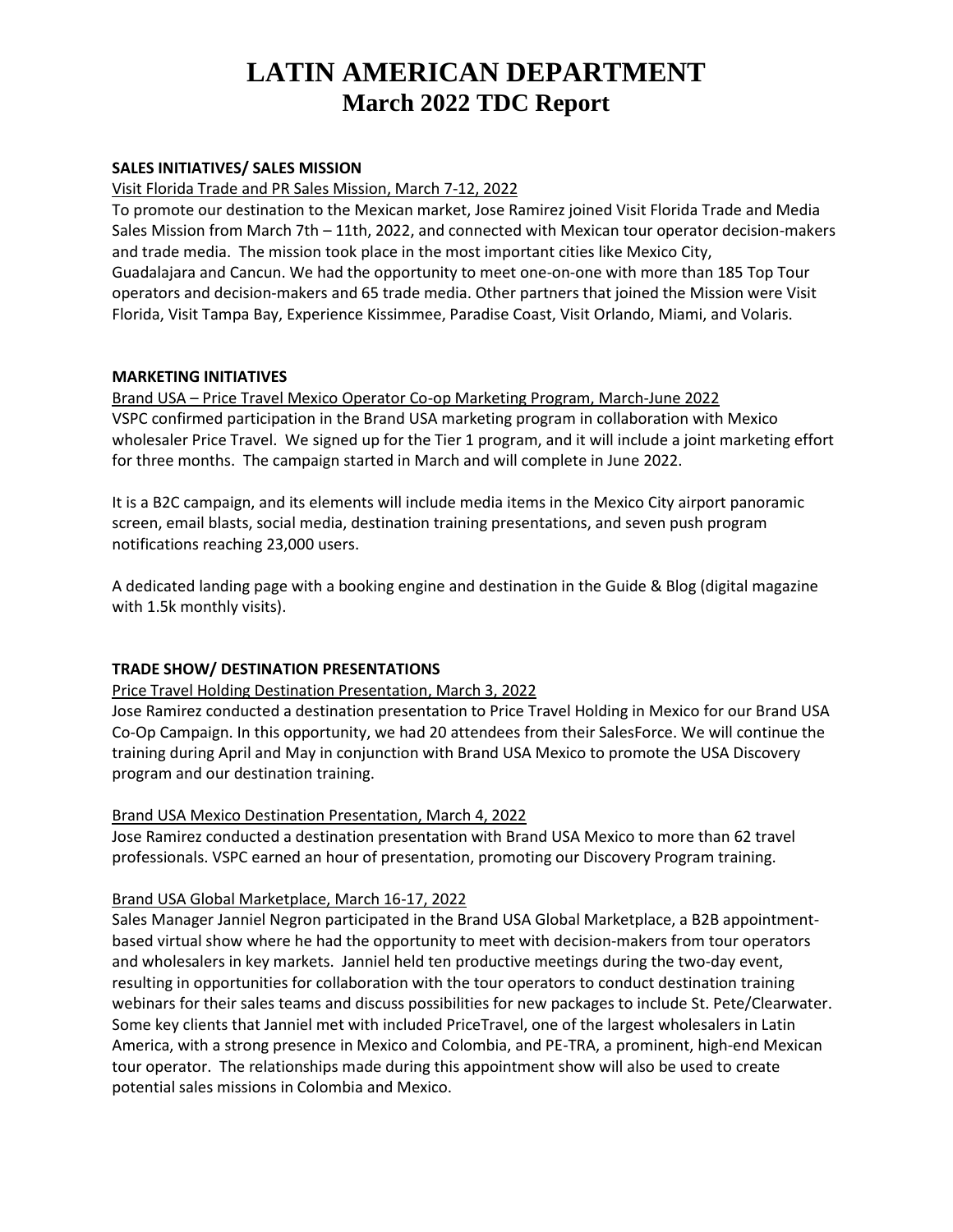# LATIN AMERICAN DEPARTMENT
## March 2022 TDC Report

**SALES INITIATIVES/ SALES MISSION**

Visit Florida Trade and PR Sales Mission, March 7-12, 2022

To promote our destination to the Mexican market, Jose Ramirez joined Visit Florida Trade and Media Sales Mission from March 7th – 11th, 2022, and connected with Mexican tour operator decision-makers and trade media. The mission took place in the most important cities like Mexico City, Guadalajara and Cancun. We had the opportunity to meet one-on-one with more than 185 Top Tour operators and decision-makers and 65 trade media. Other partners that joined the Mission were Visit Florida, Visit Tampa Bay, Experience Kissimmee, Paradise Coast, Visit Orlando, Miami, and Volaris.

**MARKETING INITIATIVES**

Brand USA – Price Travel Mexico Operator Co-op Marketing Program, March-June 2022

VSPC confirmed participation in the Brand USA marketing program in collaboration with Mexico wholesaler Price Travel. We signed up for the Tier 1 program, and it will include a joint marketing effort for three months. The campaign started in March and will complete in June 2022.

It is a B2C campaign, and its elements will include media items in the Mexico City airport panoramic screen, email blasts, social media, destination training presentations, and seven push program notifications reaching 23,000 users.

A dedicated landing page with a booking engine and destination in the Guide & Blog (digital magazine with 1.5k monthly visits).

**TRADE SHOW/ DESTINATION PRESENTATIONS**

Price Travel Holding Destination Presentation, March 3, 2022

Jose Ramirez conducted a destination presentation to Price Travel Holding in Mexico for our Brand USA Co-Op Campaign. In this opportunity, we had 20 attendees from their SalesForce. We will continue the training during April and May in conjunction with Brand USA Mexico to promote the USA Discovery program and our destination training.

Brand USA Mexico Destination Presentation, March 4, 2022

Jose Ramirez conducted a destination presentation with Brand USA Mexico to more than 62 travel professionals. VSPC earned an hour of presentation, promoting our Discovery Program training.

Brand USA Global Marketplace, March 16-17, 2022

Sales Manager Janniel Negron participated in the Brand USA Global Marketplace, a B2B appointment-based virtual show where he had the opportunity to meet with decision-makers from tour operators and wholesalers in key markets. Janniel held ten productive meetings during the two-day event, resulting in opportunities for collaboration with the tour operators to conduct destination training webinars for their sales teams and discuss possibilities for new packages to include St. Pete/Clearwater. Some key clients that Janniel met with included PriceTravel, one of the largest wholesalers in Latin America, with a strong presence in Mexico and Colombia, and PE-TRA, a prominent, high-end Mexican tour operator. The relationships made during this appointment show will also be used to create potential sales missions in Colombia and Mexico.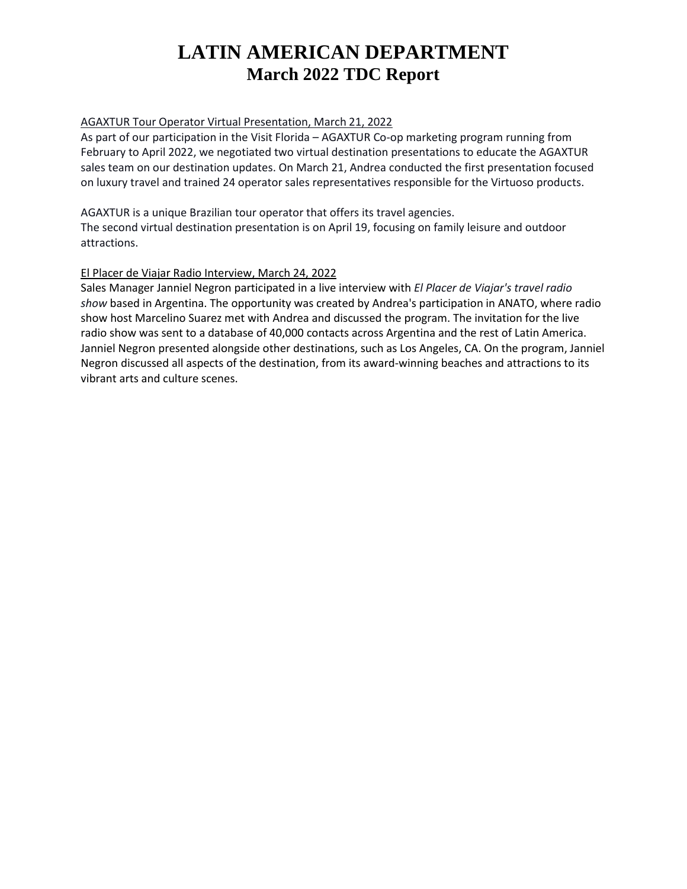# LATIN AMERICAN DEPARTMENT
## March 2022 TDC Report

AGAXTUR Tour Operator Virtual Presentation, March 21, 2022

As part of our participation in the Visit Florida – AGAXTUR Co-op marketing program running from February to April 2022, we negotiated two virtual destination presentations to educate the AGAXTUR sales team on our destination updates. On March 21, Andrea conducted the first presentation focused on luxury travel and trained 24 operator sales representatives responsible for the Virtuoso products.

AGAXTUR is a unique Brazilian tour operator that offers its travel agencies.
The second virtual destination presentation is on April 19, focusing on family leisure and outdoor attractions.

El Placer de Viajar Radio Interview, March 24, 2022

Sales Manager Janniel Negron participated in a live interview with *El Placer de Viajar's travel radio show* based in Argentina. The opportunity was created by Andrea's participation in ANATO, where radio show host Marcelino Suarez met with Andrea and discussed the program. The invitation for the live radio show was sent to a database of 40,000 contacts across Argentina and the rest of Latin America. Janniel Negron presented alongside other destinations, such as Los Angeles, CA. On the program, Janniel Negron discussed all aspects of the destination, from its award-winning beaches and attractions to its vibrant arts and culture scenes.